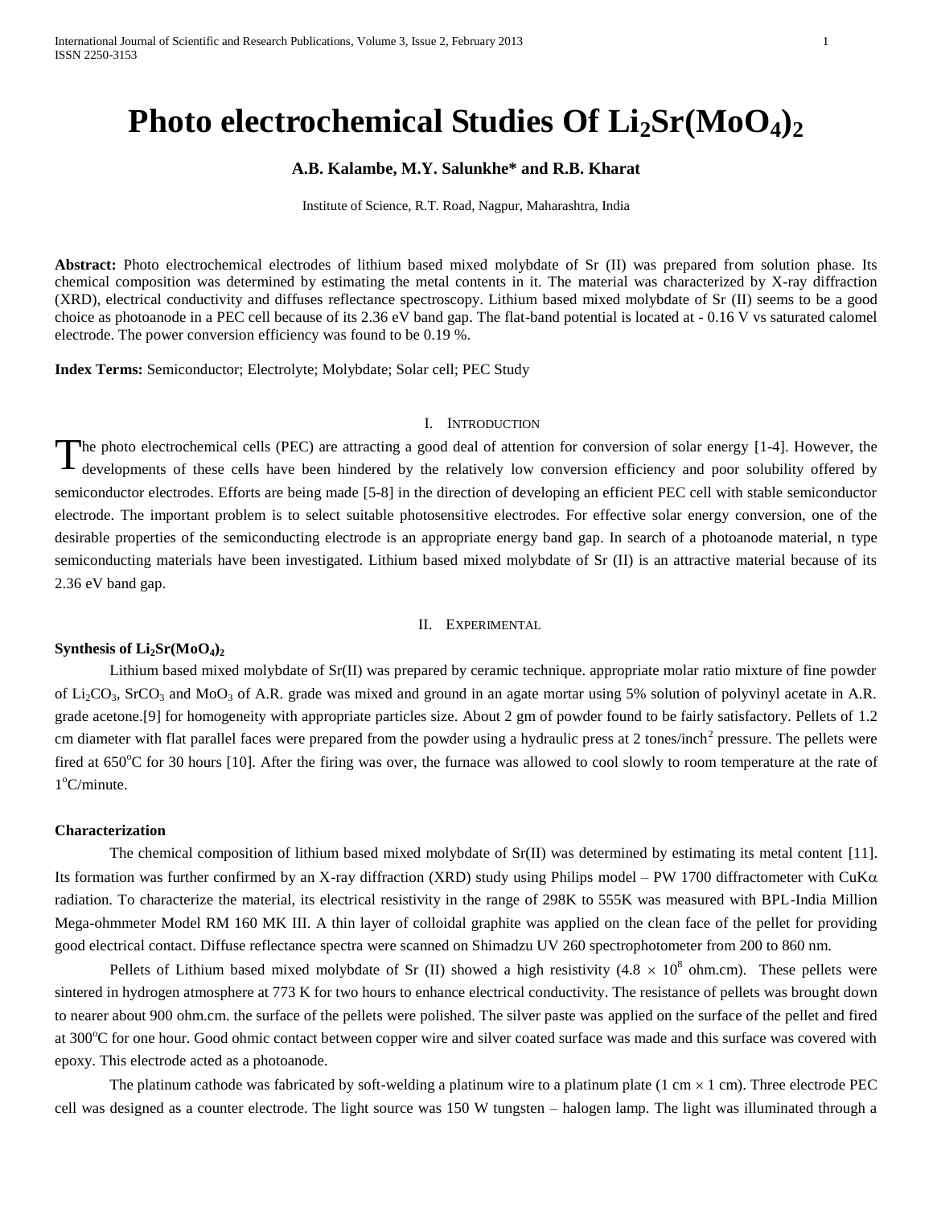# Photo electrochemical Studies Of $Li_2Sr(MoO_4)_2$

**A.B. Kalambe, M.Y. Salunkhe* and R.B. Kharat**

Institute of Science, R.T. Road, Nagpur, Maharashtra, India

**Abstract:** Photo electrochemical electrodes of lithium based mixed molybdate of Sr (II) was prepared from solution phase. Its chemical composition was determined by estimating the metal contents in it. The material was characterized by X-ray diffraction (XRD), electrical conductivity and diffuses reflectance spectroscopy. Lithium based mixed molybdate of Sr (II) seems to be a good choice as photoanode in a PEC cell because of its 2.36 eV band gap. The flat-band potential is located at - 0.16 V vs saturated calomel electrode. The power conversion efficiency was found to be 0.19 %.

**Index Terms:** Semiconductor; Electrolyte; Molybdate; Solar cell; PEC Study

## I. Introduction

The photo electrochemical cells (PEC) are attracting a good deal of attention for conversion of solar energy [1-4]. However, the developments of these cells have been hindered by the relatively low conversion efficiency and poor solubility offered by semiconductor electrodes. Efforts are being made [5-8] in the direction of developing an efficient PEC cell with stable semiconductor electrode. The important problem is to select suitable photosensitive electrodes. For effective solar energy conversion, one of the desirable properties of the semiconducting electrode is an appropriate energy band gap. In search of a photoanode material, n type semiconducting materials have been investigated. Lithium based mixed molybdate of Sr (II) is an attractive material because of its 2.36 eV band gap.

## II. Experimental

### Synthesis of $Li_2Sr(MoO_4)_2$

Lithium based mixed molybdate of Sr(II) was prepared by ceramic technique. appropriate molar ratio mixture of fine powder of $Li_2CO_3$, $SrCO_3$ and $MoO_3$ of A.R. grade was mixed and ground in an agate mortar using 5% solution of polyvinyl acetate in A.R. grade acetone.[9] for homogeneity with appropriate particles size. About 2 gm of powder found to be fairly satisfactory. Pellets of 1.2 cm diameter with flat parallel faces were prepared from the powder using a hydraulic press at 2 tones/inch$^2$ pressure. The pellets were fired at 650$^o$C for 30 hours [10]. After the firing was over, the furnace was allowed to cool slowly to room temperature at the rate of 1$^o$C/minute.

### Characterization

The chemical composition of lithium based mixed molybdate of Sr(II) was determined by estimating its metal content [11]. Its formation was further confirmed by an X-ray diffraction (XRD) study using Philips model – PW 1700 diffractometer with CuK$\alpha$ radiation. To characterize the material, its electrical resistivity in the range of 298K to 555K was measured with BPL-India Million Mega-ohmmeter Model RM 160 MK III. A thin layer of colloidal graphite was applied on the clean face of the pellet for providing good electrical contact. Diffuse reflectance spectra were scanned on Shimadzu UV 260 spectrophotometer from 200 to 860 nm.

Pellets of Lithium based mixed molybdate of Sr (II) showed a high resistivity ($4.8 \times 10^8$ ohm.cm). These pellets were sintered in hydrogen atmosphere at 773 K for two hours to enhance electrical conductivity. The resistance of pellets was brought down to nearer about 900 ohm.cm. the surface of the pellets were polished. The silver paste was applied on the surface of the pellet and fired at 300$^o$C for one hour. Good ohmic contact between copper wire and silver coated surface was made and this surface was covered with epoxy. This electrode acted as a photoanode.

The platinum cathode was fabricated by soft-welding a platinum wire to a platinum plate (1 cm $\times$ 1 cm). Three electrode PEC cell was designed as a counter electrode. The light source was 150 W tungsten – halogen lamp. The light was illuminated through a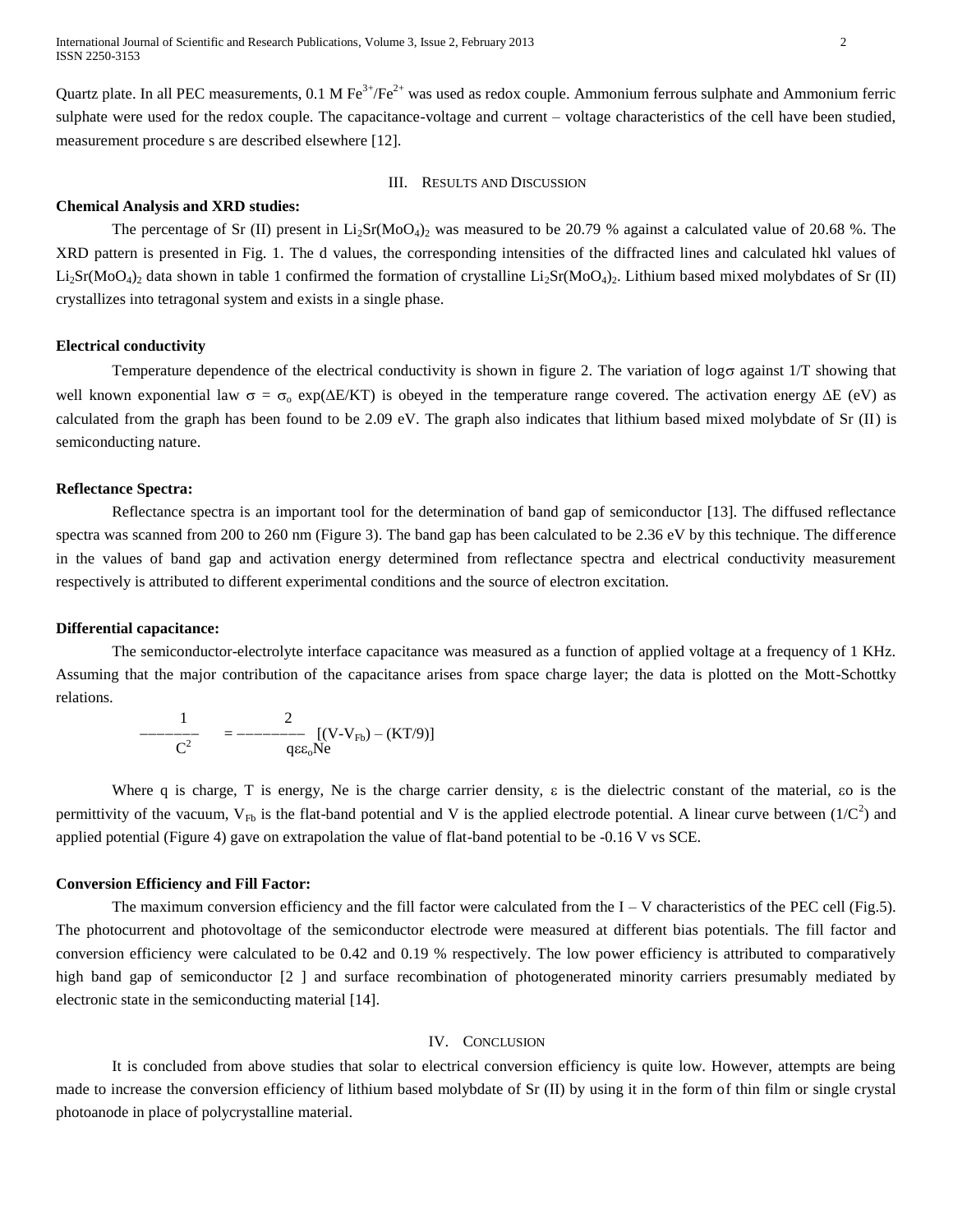Quartz plate. In all PEC measurements, 0.1 M $Fe^{3+}/Fe^{2+}$ was used as redox couple. Ammonium ferrous sulphate and Ammonium ferric sulphate were used for the redox couple. The capacitance-voltage and current – voltage characteristics of the cell have been studied, measurement procedure s are described elsewhere [12].

## III. Results and Discussion

**Chemical Analysis and XRD studies:**

The percentage of Sr (II) present in $Li_2Sr(MoO_4)_2$ was measured to be 20.79 % against a calculated value of 20.68 %. The XRD pattern is presented in Fig. 1. The d values, the corresponding intensities of the diffracted lines and calculated hkl values of $Li_2Sr(MoO_4)_2$ data shown in table 1 confirmed the formation of crystalline $Li_2Sr(MoO_4)_2$. Lithium based mixed molybdates of Sr (II) crystallizes into tetragonal system and exists in a single phase.

**Electrical conductivity**

Temperature dependence of the electrical conductivity is shown in figure 2. The variation of $\log\sigma$ against 1/T showing that well known exponential law $\sigma = \sigma_o \exp(\Delta E/KT)$ is obeyed in the temperature range covered. The activation energy $\Delta E$ (eV) as calculated from the graph has been found to be 2.09 eV. The graph also indicates that lithium based mixed molybdate of Sr (II) is semiconducting nature.

**Reflectance Spectra:**

Reflectance spectra is an important tool for the determination of band gap of semiconductor [13]. The diffused reflectance spectra was scanned from 200 to 260 nm (Figure 3). The band gap has been calculated to be 2.36 eV by this technique. The difference in the values of band gap and activation energy determined from reflectance spectra and electrical conductivity measurement respectively is attributed to different experimental conditions and the source of electron excitation.

**Differential capacitance:**

The semiconductor-electrolyte interface capacitance was measured as a function of applied voltage at a frequency of 1 KHz. Assuming that the major contribution of the capacitance arises from space charge layer; the data is plotted on the Mott-Schottky relations.

$$\frac{1}{C^2} = \frac{2}{q\varepsilon\varepsilon_o Ne}\left[(V-V_{Fb}) - (KT/9)\right]$$

Where q is charge, T is energy, Ne is the charge carrier density, $\varepsilon$ is the dielectric constant of the material, $\varepsilon o$ is the permittivity of the vacuum, $V_{Fb}$ is the flat-band potential and V is the applied electrode potential. A linear curve between ($1/C^2$) and applied potential (Figure 4) gave on extrapolation the value of flat-band potential to be -0.16 V vs SCE.

**Conversion Efficiency and Fill Factor:**

The maximum conversion efficiency and the fill factor were calculated from the I – V characteristics of the PEC cell (Fig.5). The photocurrent and photovoltage of the semiconductor electrode were measured at different bias potentials. The fill factor and conversion efficiency were calculated to be 0.42 and 0.19 % respectively. The low power efficiency is attributed to comparatively high band gap of semiconductor [2 ] and surface recombination of photogenerated minority carriers presumably mediated by electronic state in the semiconducting material [14].

## IV. Conclusion

It is concluded from above studies that solar to electrical conversion efficiency is quite low. However, attempts are being made to increase the conversion efficiency of lithium based molybdate of Sr (II) by using it in the form of thin film or single crystal photoanode in place of polycrystalline material.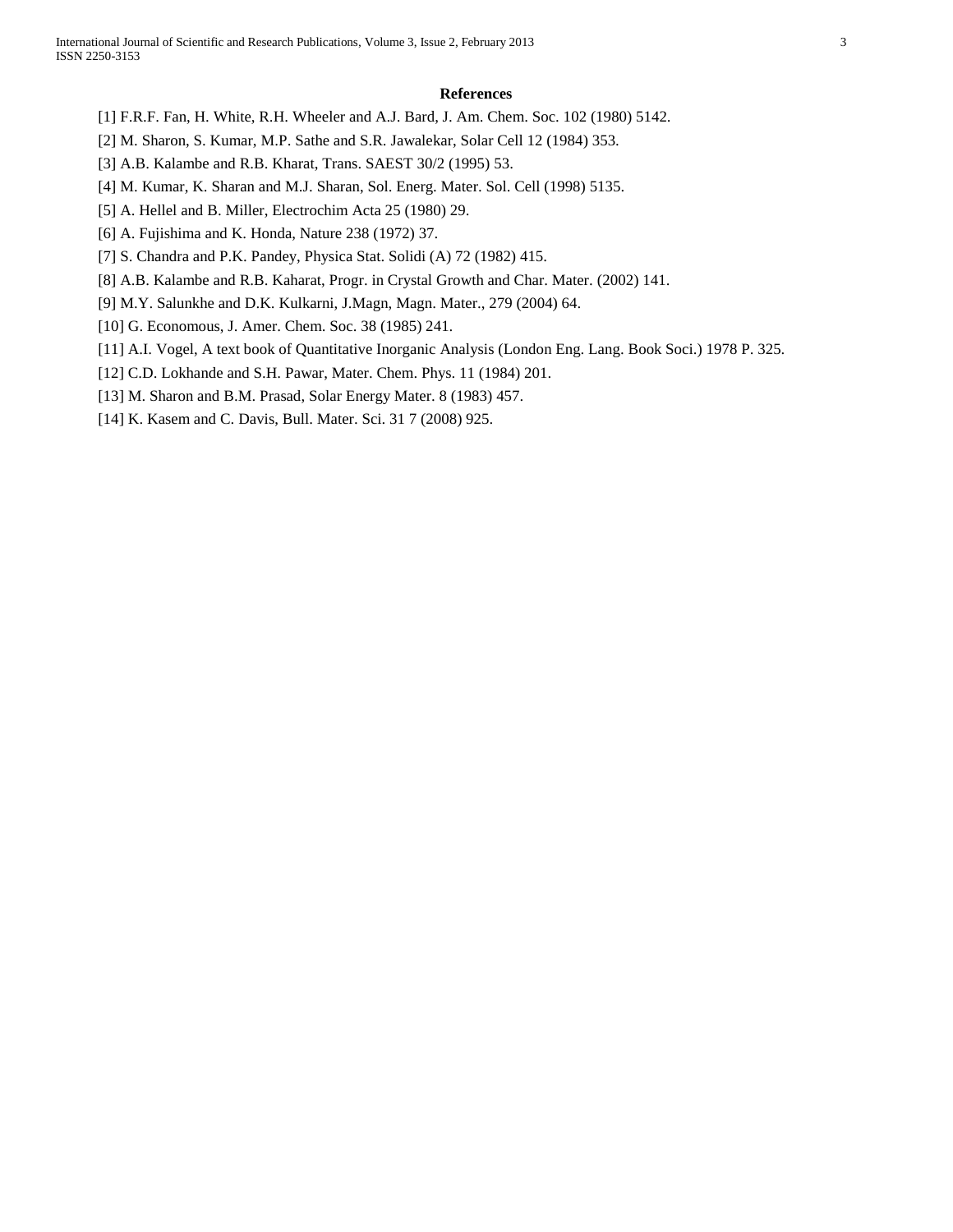## References

[1] F.R.F. Fan, H. White, R.H. Wheeler and A.J. Bard, J. Am. Chem. Soc. 102 (1980) 5142.

[2] M. Sharon, S. Kumar, M.P. Sathe and S.R. Jawalekar, Solar Cell 12 (1984) 353.

[3] A.B. Kalambe and R.B. Kharat, Trans. SAEST 30/2 (1995) 53.

[4] M. Kumar, K. Sharan and M.J. Sharan, Sol. Energ. Mater. Sol. Cell (1998) 5135.

[5] A. Hellel and B. Miller, Electrochim Acta 25 (1980) 29.

[6] A. Fujishima and K. Honda, Nature 238 (1972) 37.

[7] S. Chandra and P.K. Pandey, Physica Stat. Solidi (A) 72 (1982) 415.

[8] A.B. Kalambe and R.B. Kaharat, Progr. in Crystal Growth and Char. Mater. (2002) 141.

[9] M.Y. Salunkhe and D.K. Kulkarni, J.Magn, Magn. Mater., 279 (2004) 64.

[10] G. Economous, J. Amer. Chem. Soc. 38 (1985) 241.

[11] A.I. Vogel, A text book of Quantitative Inorganic Analysis (London Eng. Lang. Book Soci.) 1978 P. 325.

[12] C.D. Lokhande and S.H. Pawar, Mater. Chem. Phys. 11 (1984) 201.

[13] M. Sharon and B.M. Prasad, Solar Energy Mater. 8 (1983) 457.

[14] K. Kasem and C. Davis, Bull. Mater. Sci. 31 7 (2008) 925.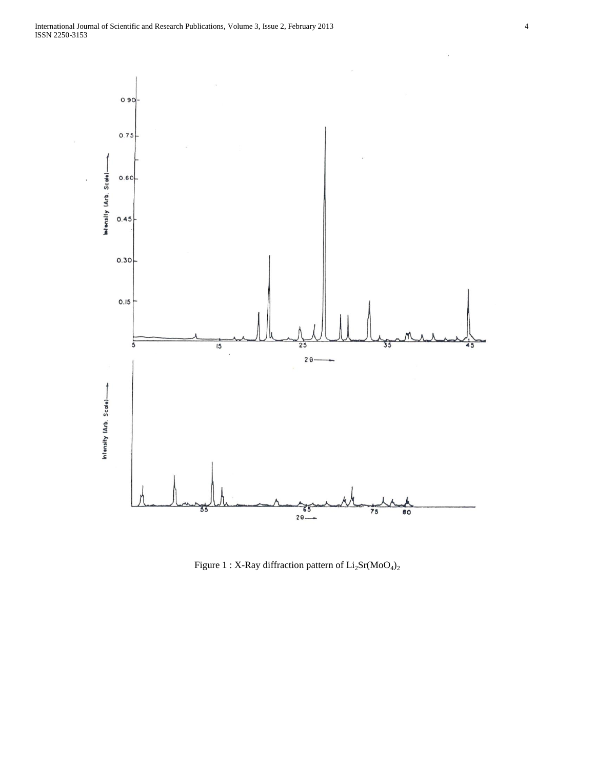Figure 1 : X-Ray diffraction pattern of $Li_2Sr(MoO_4)_2$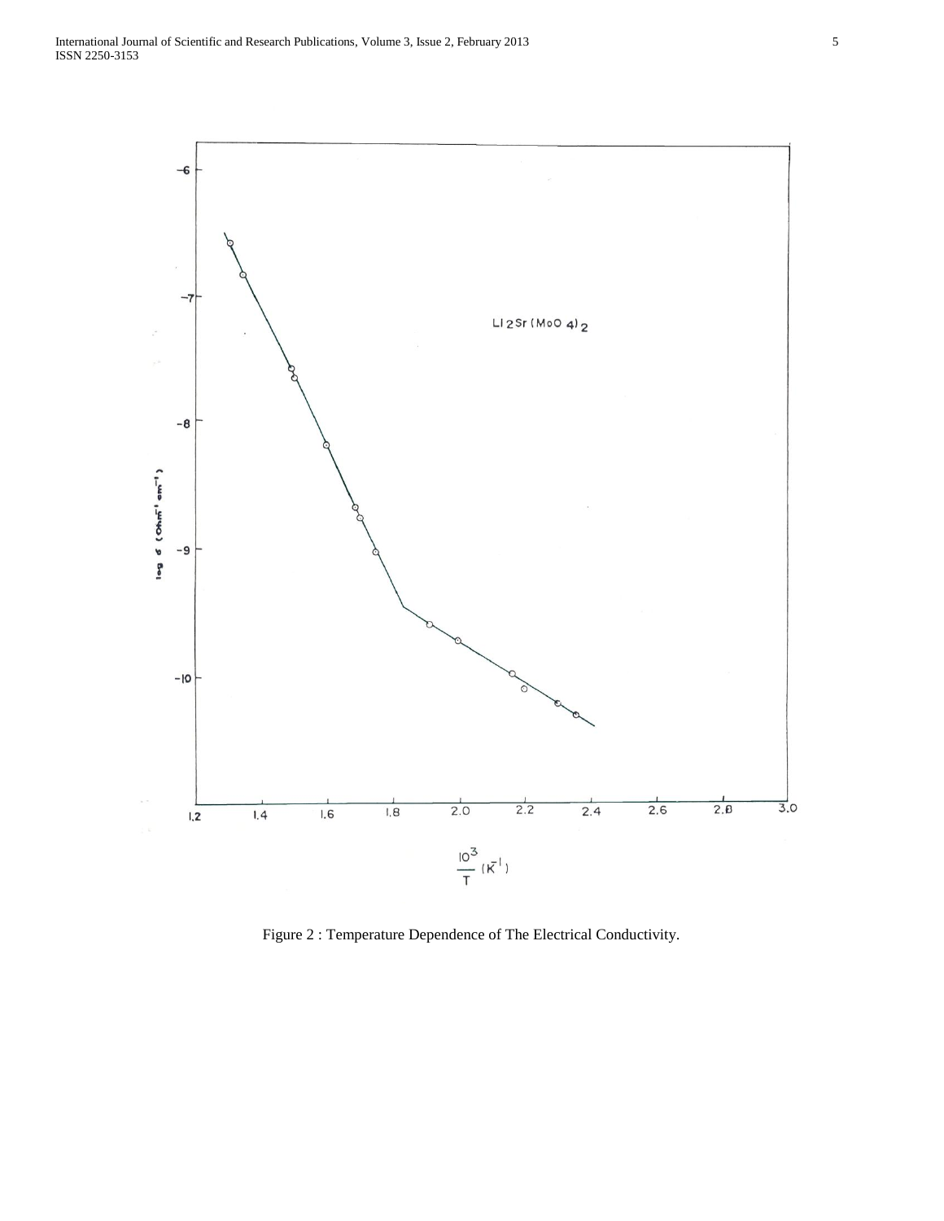Figure 2 : Temperature Dependence of The Electrical Conductivity.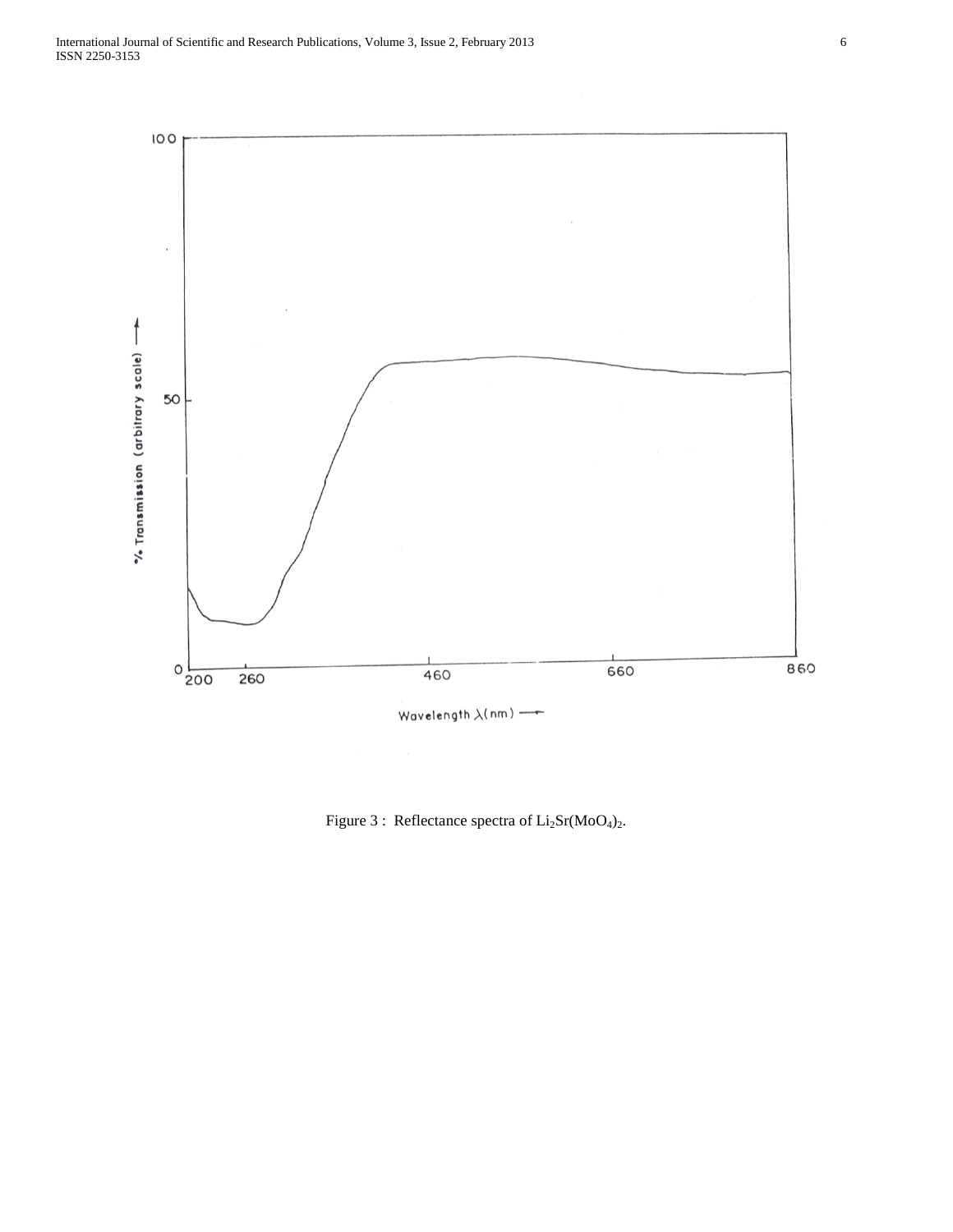Figure 3 : Reflectance spectra of $Li_2Sr(MoO_4)_2$.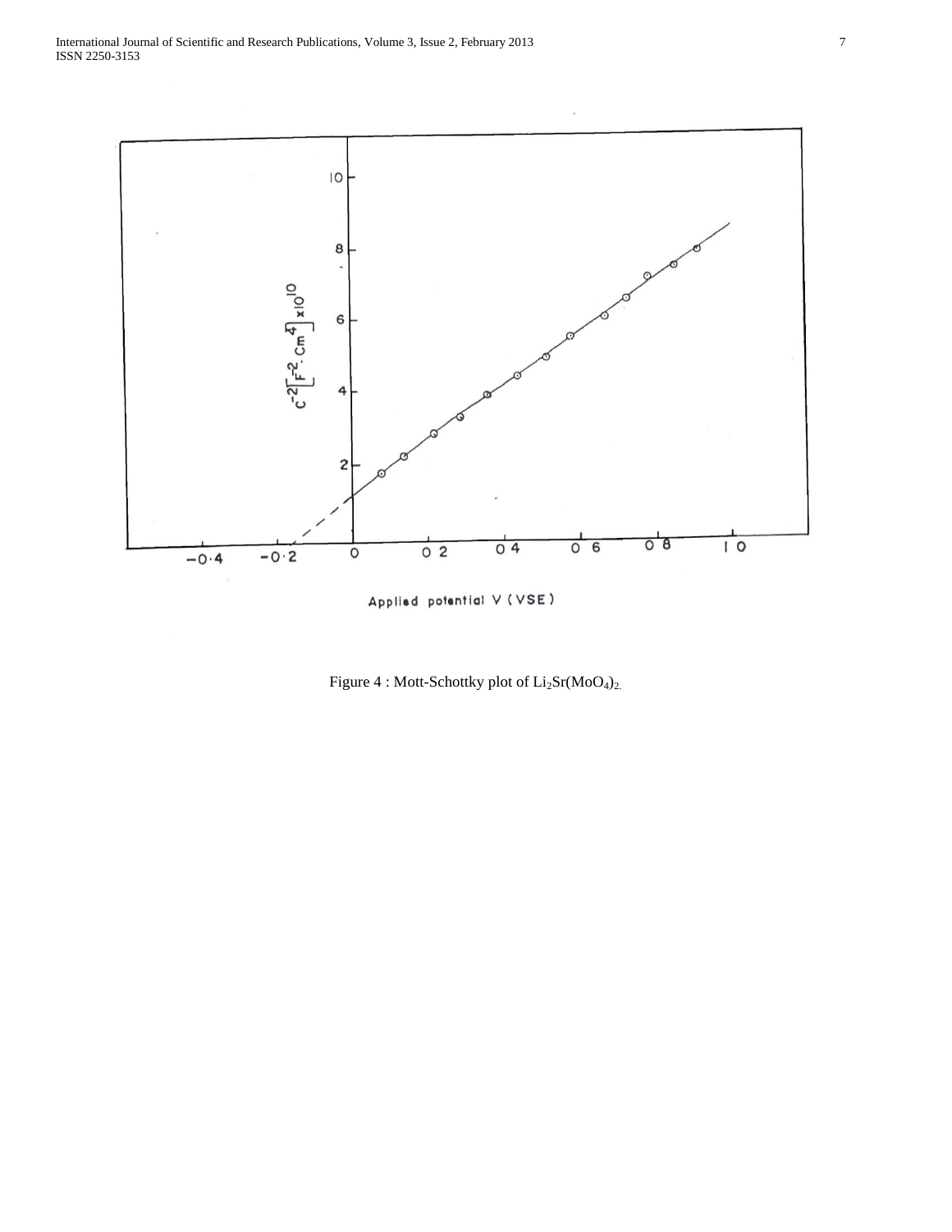Figure 4 : Mott-Schottky plot of $Li_2Sr(MoO_4)_2$.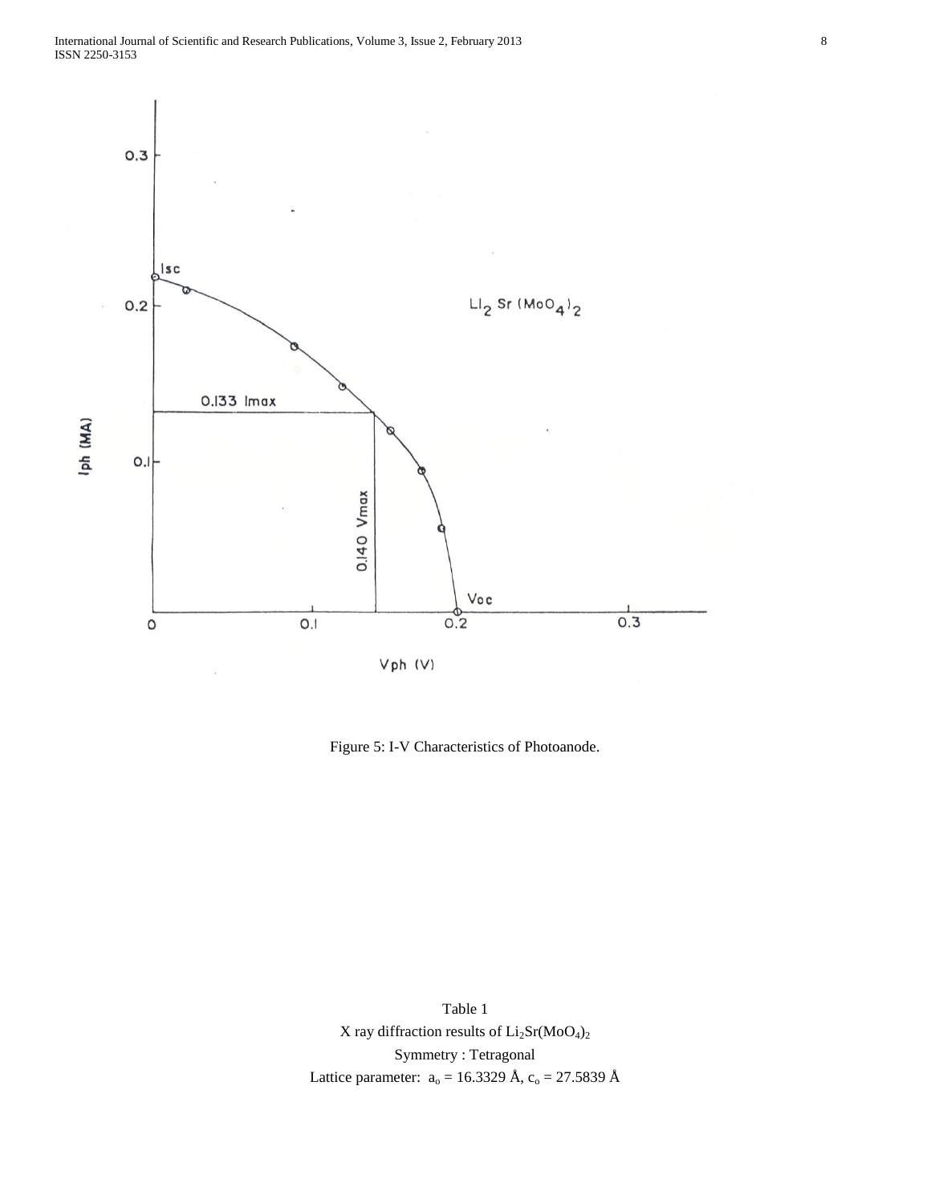Figure 5: I-V Characteristics of Photoanode.

Table 1

X ray diffraction results of $Li_2Sr(MoO_4)_2$

Symmetry : Tetragonal

Lattice parameter: $a_o$ = 16.3329 Å, $c_o$ = 27.5839 Å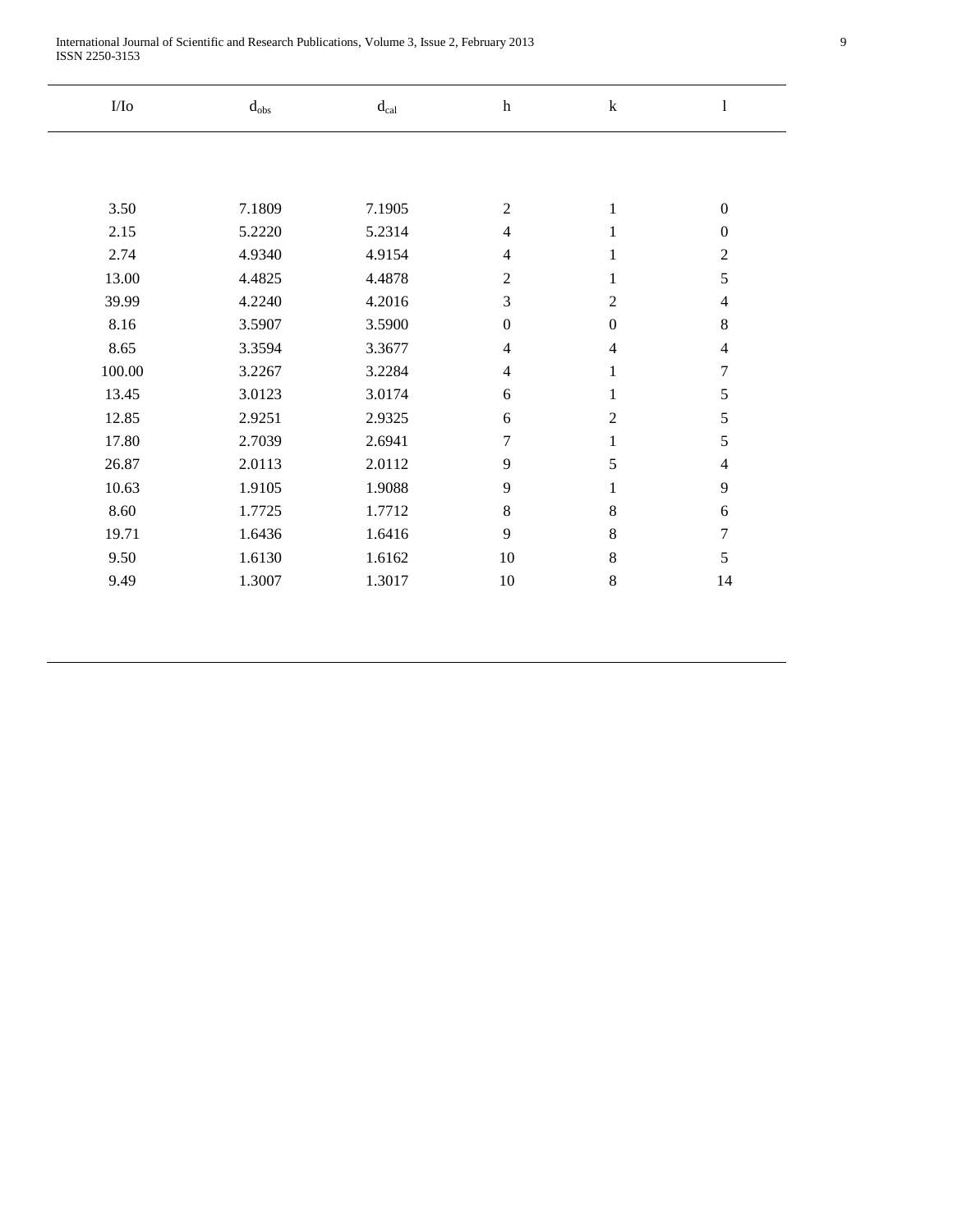| I/Io | $d_{obs}$ | $d_{cal}$ | h | k | l |
|---|---|---|---|---|---|
| 3.50 | 7.1809 | 7.1905 | 2 | 1 | 0 |
| 2.15 | 5.2220 | 5.2314 | 4 | 1 | 0 |
| 2.74 | 4.9340 | 4.9154 | 4 | 1 | 2 |
| 13.00 | 4.4825 | 4.4878 | 2 | 1 | 5 |
| 39.99 | 4.2240 | 4.2016 | 3 | 2 | 4 |
| 8.16 | 3.5907 | 3.5900 | 0 | 0 | 8 |
| 8.65 | 3.3594 | 3.3677 | 4 | 4 | 4 |
| 100.00 | 3.2267 | 3.2284 | 4 | 1 | 7 |
| 13.45 | 3.0123 | 3.0174 | 6 | 1 | 5 |
| 12.85 | 2.9251 | 2.9325 | 6 | 2 | 5 |
| 17.80 | 2.7039 | 2.6941 | 7 | 1 | 5 |
| 26.87 | 2.0113 | 2.0112 | 9 | 5 | 4 |
| 10.63 | 1.9105 | 1.9088 | 9 | 1 | 9 |
| 8.60 | 1.7725 | 1.7712 | 8 | 8 | 6 |
| 19.71 | 1.6436 | 1.6416 | 9 | 8 | 7 |
| 9.50 | 1.6130 | 1.6162 | 10 | 8 | 5 |
| 9.49 | 1.3007 | 1.3017 | 10 | 8 | 14 |